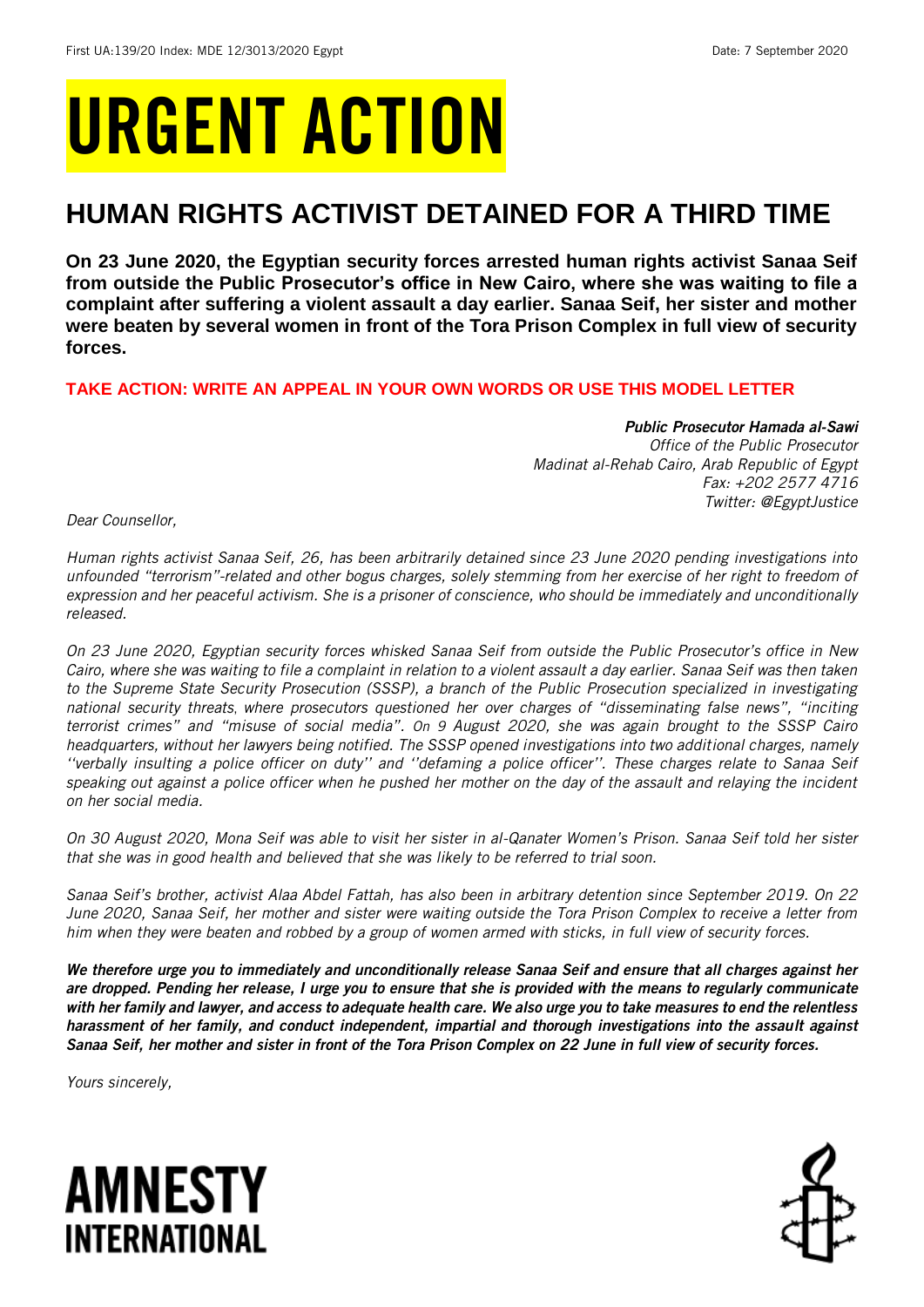First UA:139/20 Index: MDE 12/3013/2020 Egypt Date: 7 September 2020

# URGENT ACTION

## HUMAN RIGHTS ACTIVIST DETAINED FOR A THIRD TIME

**On 23 June 2020, the Egyptian security forces arrested human rights activist Sanaa Seif from outside the Public Prosecutor's office in New Cairo, where she was waiting to file a complaint after suffering a violent assault a day earlier. Sanaa Seif, her sister and mother were beaten by several women in front of the Tora Prison Complex in full view of security forces.**

**TAKE ACTION: WRITE AN APPEAL IN YOUR OWN WORDS OR USE THIS MODEL LETTER**

***Public Prosecutor Hamada al-Sawi***
*Office of the Public Prosecutor*
*Madinat al-Rehab Cairo, Arab Republic of Egypt*
*Fax: +202 2577 4716*
*Twitter: @EgyptJustice*

*Dear Counsellor,*

*Human rights activist Sanaa Seif, 26, has been arbitrarily detained since 23 June 2020 pending investigations into unfounded "terrorism"-related and other bogus charges, solely stemming from her exercise of her right to freedom of expression and her peaceful activism. She is a prisoner of conscience, who should be immediately and unconditionally released.*

*On 23 June 2020, Egyptian security forces whisked Sanaa Seif from outside the Public Prosecutor's office in New Cairo, where she was waiting to file a complaint in relation to a violent assault a day earlier. Sanaa Seif was then taken to the Supreme State Security Prosecution (SSSP), a branch of the Public Prosecution specialized in investigating national security threats, where prosecutors questioned her over charges of "disseminating false news", "inciting terrorist crimes" and "misuse of social media". On 9 August 2020, she was again brought to the SSSP Cairo headquarters, without her lawyers being notified. The SSSP opened investigations into two additional charges, namely ''verbally insulting a police officer on duty'' and ''defaming a police officer''. These charges relate to Sanaa Seif speaking out against a police officer when he pushed her mother on the day of the assault and relaying the incident on her social media.*

*On 30 August 2020, Mona Seif was able to visit her sister in al-Qanater Women's Prison. Sanaa Seif told her sister that she was in good health and believed that she was likely to be referred to trial soon.*

*Sanaa Seif's brother, activist Alaa Abdel Fattah, has also been in arbitrary detention since September 2019. On 22 June 2020, Sanaa Seif, her mother and sister were waiting outside the Tora Prison Complex to receive a letter from him when they were beaten and robbed by a group of women armed with sticks, in full view of security forces.*

***We therefore urge you to immediately and unconditionally release Sanaa Seif and ensure that all charges against her are dropped. Pending her release, I urge you to ensure that she is provided with the means to regularly communicate with her family and lawyer, and access to adequate health care. We also urge you to take measures to end the relentless harassment of her family, and conduct independent, impartial and thorough investigations into the assault against Sanaa Seif, her mother and sister in front of the Tora Prison Complex on 22 June in full view of security forces.***

*Yours sincerely,*

AMNESTY INTERNATIONAL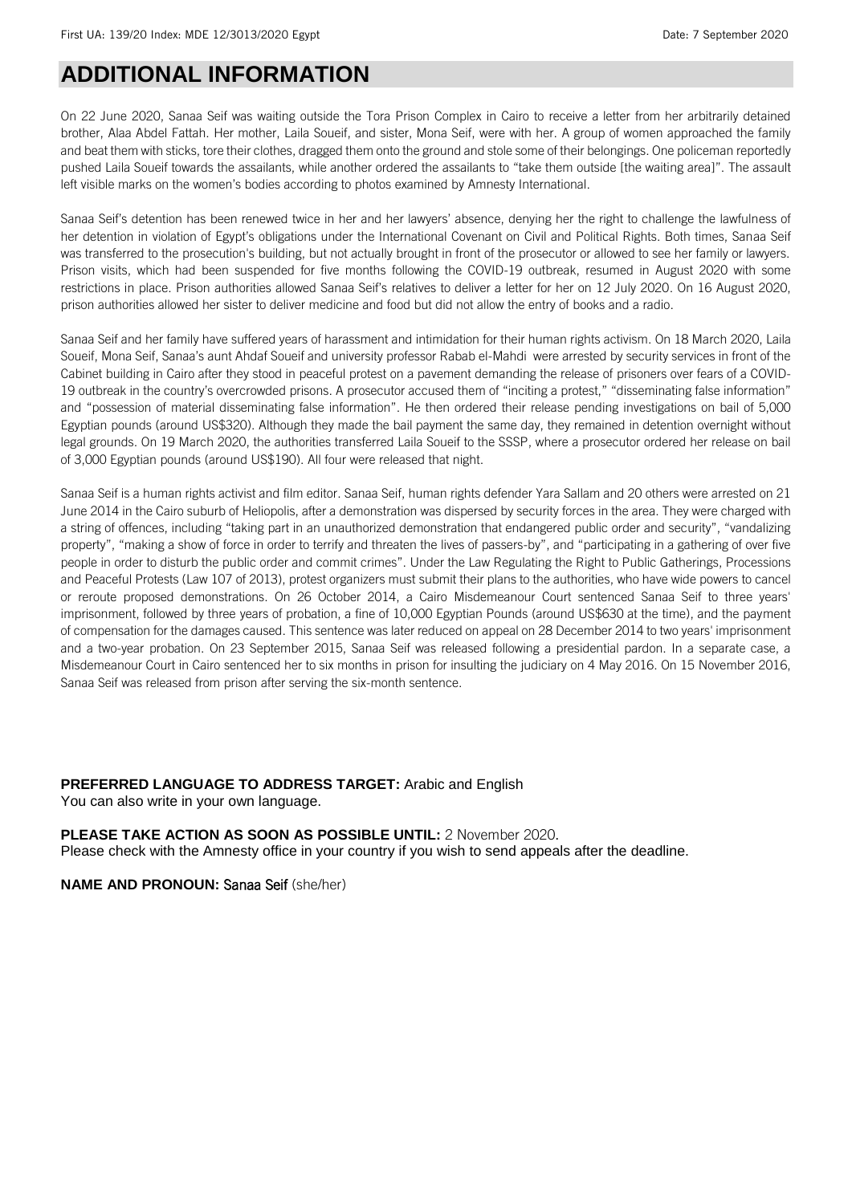# ADDITIONAL INFORMATION

On 22 June 2020, Sanaa Seif was waiting outside the Tora Prison Complex in Cairo to receive a letter from her arbitrarily detained brother, Alaa Abdel Fattah. Her mother, Laila Soueif, and sister, Mona Seif, were with her. A group of women approached the family and beat them with sticks, tore their clothes, dragged them onto the ground and stole some of their belongings. One policeman reportedly pushed Laila Soueif towards the assailants, while another ordered the assailants to "take them outside [the waiting area]". The assault left visible marks on the women's bodies according to photos examined by Amnesty International.

Sanaa Seif's detention has been renewed twice in her and her lawyers' absence, denying her the right to challenge the lawfulness of her detention in violation of Egypt's obligations under the International Covenant on Civil and Political Rights. Both times, Sanaa Seif was transferred to the prosecution's building, but not actually brought in front of the prosecutor or allowed to see her family or lawyers. Prison visits, which had been suspended for five months following the COVID-19 outbreak, resumed in August 2020 with some restrictions in place. Prison authorities allowed Sanaa Seif's relatives to deliver a letter for her on 12 July 2020. On 16 August 2020, prison authorities allowed her sister to deliver medicine and food but did not allow the entry of books and a radio.

Sanaa Seif and her family have suffered years of harassment and intimidation for their human rights activism. On 18 March 2020, Laila Soueif, Mona Seif, Sanaa's aunt Ahdaf Soueif and university professor Rabab el-Mahdi were arrested by security services in front of the Cabinet building in Cairo after they stood in peaceful protest on a pavement demanding the release of prisoners over fears of a COVID-19 outbreak in the country's overcrowded prisons. A prosecutor accused them of "inciting a protest," "disseminating false information" and "possession of material disseminating false information". He then ordered their release pending investigations on bail of 5,000 Egyptian pounds (around US$320). Although they made the bail payment the same day, they remained in detention overnight without legal grounds. On 19 March 2020, the authorities transferred Laila Soueif to the SSSP, where a prosecutor ordered her release on bail of 3,000 Egyptian pounds (around US$190). All four were released that night.

Sanaa Seif is a human rights activist and film editor. Sanaa Seif, human rights defender Yara Sallam and 20 others were arrested on 21 June 2014 in the Cairo suburb of Heliopolis, after a demonstration was dispersed by security forces in the area. They were charged with a string of offences, including "taking part in an unauthorized demonstration that endangered public order and security", "vandalizing property", "making a show of force in order to terrify and threaten the lives of passers-by", and "participating in a gathering of over five people in order to disturb the public order and commit crimes". Under the Law Regulating the Right to Public Gatherings, Processions and Peaceful Protests (Law 107 of 2013), protest organizers must submit their plans to the authorities, who have wide powers to cancel or reroute proposed demonstrations. On 26 October 2014, a Cairo Misdemeanour Court sentenced Sanaa Seif to three years' imprisonment, followed by three years of probation, a fine of 10,000 Egyptian Pounds (around US$630 at the time), and the payment of compensation for the damages caused. This sentence was later reduced on appeal on 28 December 2014 to two years' imprisonment and a two-year probation. On 23 September 2015, Sanaa Seif was released following a presidential pardon. In a separate case, a Misdemeanour Court in Cairo sentenced her to six months in prison for insulting the judiciary on 4 May 2016. On 15 November 2016, Sanaa Seif was released from prison after serving the six-month sentence.

**PREFERRED LANGUAGE TO ADDRESS TARGET:** Arabic and English
You can also write in your own language.

**PLEASE TAKE ACTION AS SOON AS POSSIBLE UNTIL:** 2 November 2020.
Please check with the Amnesty office in your country if you wish to send appeals after the deadline.

**NAME AND PRONOUN:** Sanaa Seif (she/her)